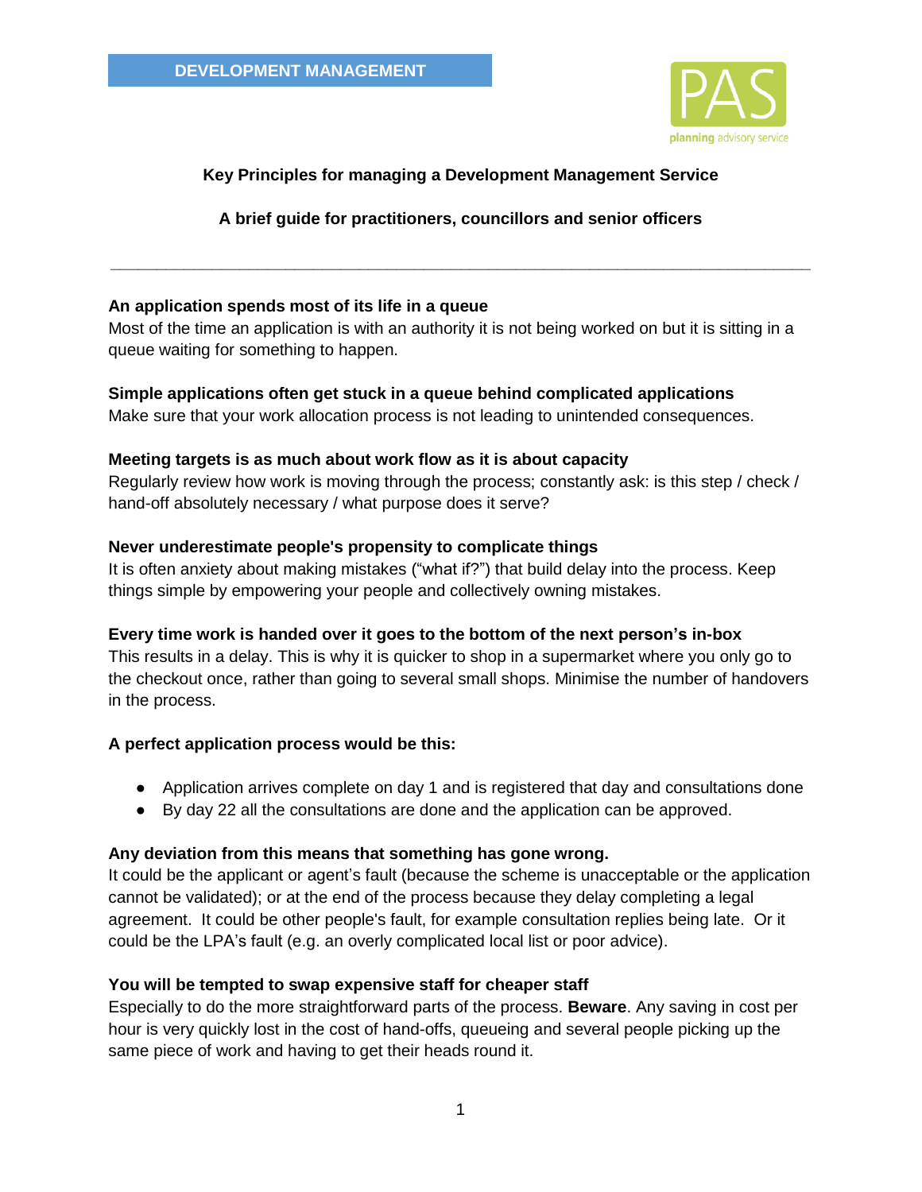**DEVELOPMENT MANAGEMENT**

PAS
planning advisory service

## Key Principles for managing a Development Management Service

### A brief guide for practitioners, councillors and senior officers

---

**An application spends most of its life in a queue**
Most of the time an application is with an authority it is not being worked on but it is sitting in a queue waiting for something to happen.

**Simple applications often get stuck in a queue behind complicated applications**
Make sure that your work allocation process is not leading to unintended consequences.

**Meeting targets is as much about work flow as it is about capacity**
Regularly review how work is moving through the process; constantly ask: is this step / check / hand-off absolutely necessary / what purpose does it serve?

**Never underestimate people's propensity to complicate things**
It is often anxiety about making mistakes ("what if?") that build delay into the process. Keep things simple by empowering your people and collectively owning mistakes.

**Every time work is handed over it goes to the bottom of the next person's in-box**
This results in a delay. This is why it is quicker to shop in a supermarket where you only go to the checkout once, rather than going to several small shops. Minimise the number of handovers in the process.

**A perfect application process would be this:**

- Application arrives complete on day 1 and is registered that day and consultations done
- By day 22 all the consultations are done and the application can be approved.

**Any deviation from this means that something has gone wrong.**
It could be the applicant or agent's fault (because the scheme is unacceptable or the application cannot be validated); or at the end of the process because they delay completing a legal agreement. It could be other people's fault, for example consultation replies being late. Or it could be the LPA's fault (e.g. an overly complicated local list or poor advice).

**You will be tempted to swap expensive staff for cheaper staff**
Especially to do the more straightforward parts of the process. **Beware**. Any saving in cost per hour is very quickly lost in the cost of hand-offs, queueing and several people picking up the same piece of work and having to get their heads round it.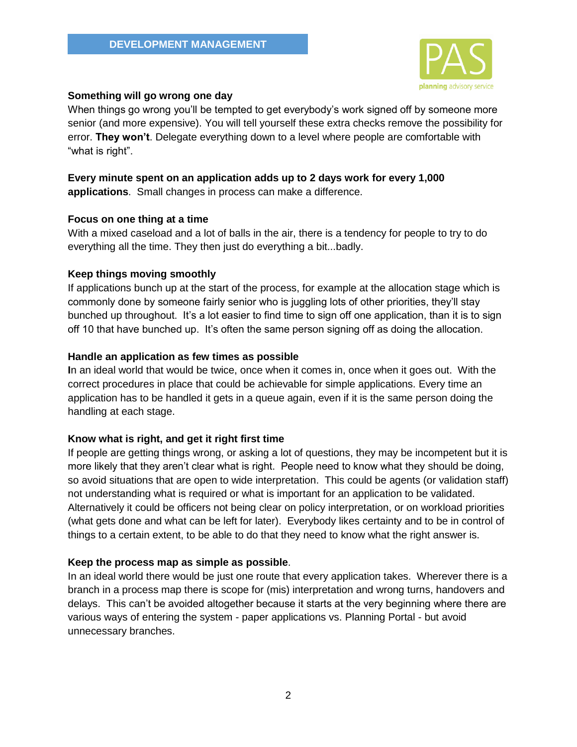**Something will go wrong one day**

When things go wrong you'll be tempted to get everybody's work signed off by someone more senior (and more expensive). You will tell yourself these extra checks remove the possibility for error. **They won't**. Delegate everything down to a level where people are comfortable with "what is right".

**Every minute spent on an application adds up to 2 days work for every 1,000 applications**. Small changes in process can make a difference.

**Focus on one thing at a time**

With a mixed caseload and a lot of balls in the air, there is a tendency for people to try to do everything all the time. They then just do everything a bit...badly.

**Keep things moving smoothly**

If applications bunch up at the start of the process, for example at the allocation stage which is commonly done by someone fairly senior who is juggling lots of other priorities, they'll stay bunched up throughout. It's a lot easier to find time to sign off one application, than it is to sign off 10 that have bunched up. It's often the same person signing off as doing the allocation.

**Handle an application as few times as possible**

**I**n an ideal world that would be twice, once when it comes in, once when it goes out. With the correct procedures in place that could be achievable for simple applications. Every time an application has to be handled it gets in a queue again, even if it is the same person doing the handling at each stage.

**Know what is right, and get it right first time**

If people are getting things wrong, or asking a lot of questions, they may be incompetent but it is more likely that they aren't clear what is right. People need to know what they should be doing, so avoid situations that are open to wide interpretation. This could be agents (or validation staff) not understanding what is required or what is important for an application to be validated. Alternatively it could be officers not being clear on policy interpretation, or on workload priorities (what gets done and what can be left for later). Everybody likes certainty and to be in control of things to a certain extent, to be able to do that they need to know what the right answer is.

**Keep the process map as simple as possible**.

In an ideal world there would be just one route that every application takes. Wherever there is a branch in a process map there is scope for (mis) interpretation and wrong turns, handovers and delays. This can't be avoided altogether because it starts at the very beginning where there are various ways of entering the system - paper applications vs. Planning Portal - but avoid unnecessary branches.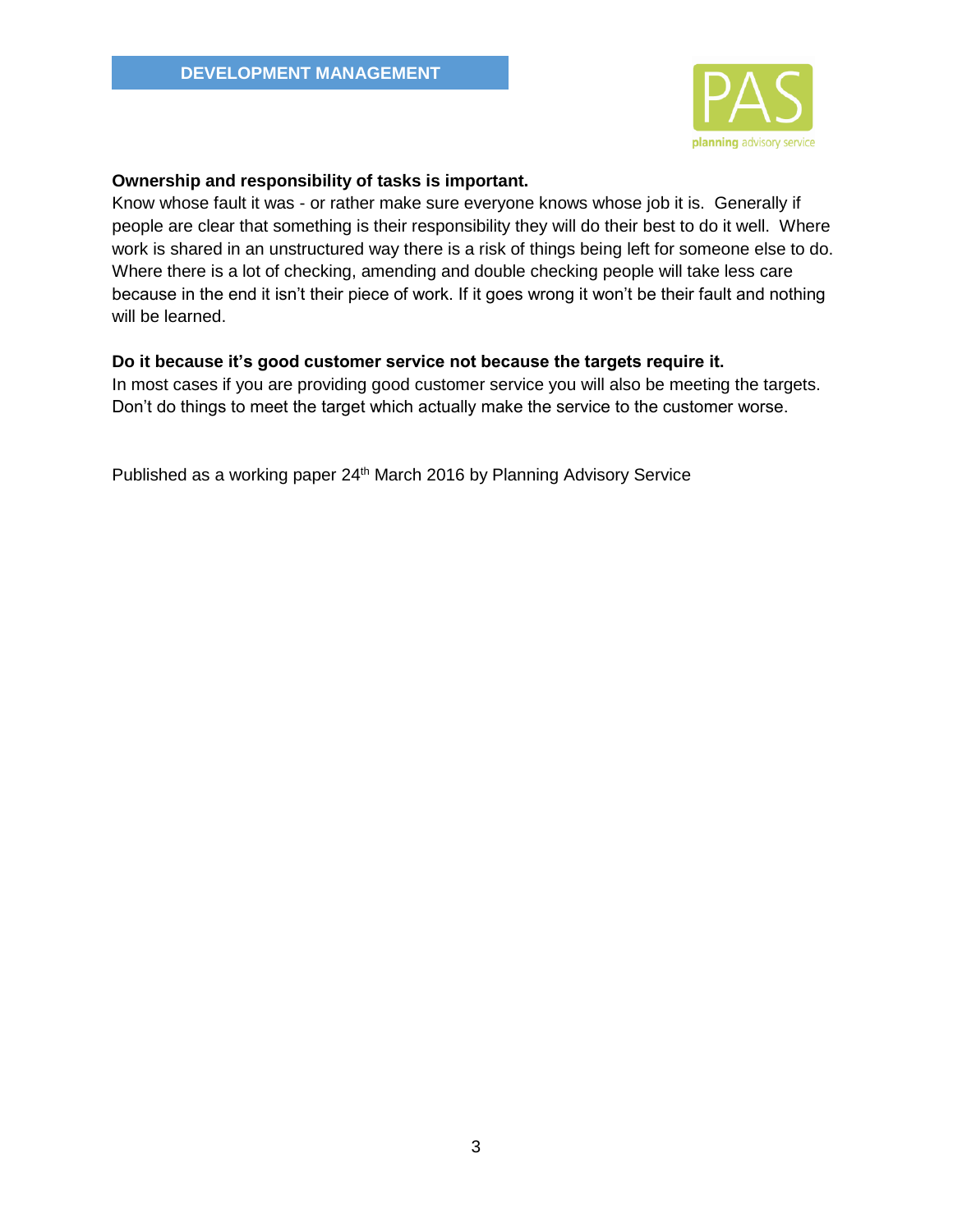**Ownership and responsibility of tasks is important.**

Know whose fault it was - or rather make sure everyone knows whose job it is. Generally if people are clear that something is their responsibility they will do their best to do it well. Where work is shared in an unstructured way there is a risk of things being left for someone else to do. Where there is a lot of checking, amending and double checking people will take less care because in the end it isn't their piece of work. If it goes wrong it won't be their fault and nothing will be learned.

**Do it because it's good customer service not because the targets require it.**

In most cases if you are providing good customer service you will also be meeting the targets. Don't do things to meet the target which actually make the service to the customer worse.

Published as a working paper 24th March 2016 by Planning Advisory Service